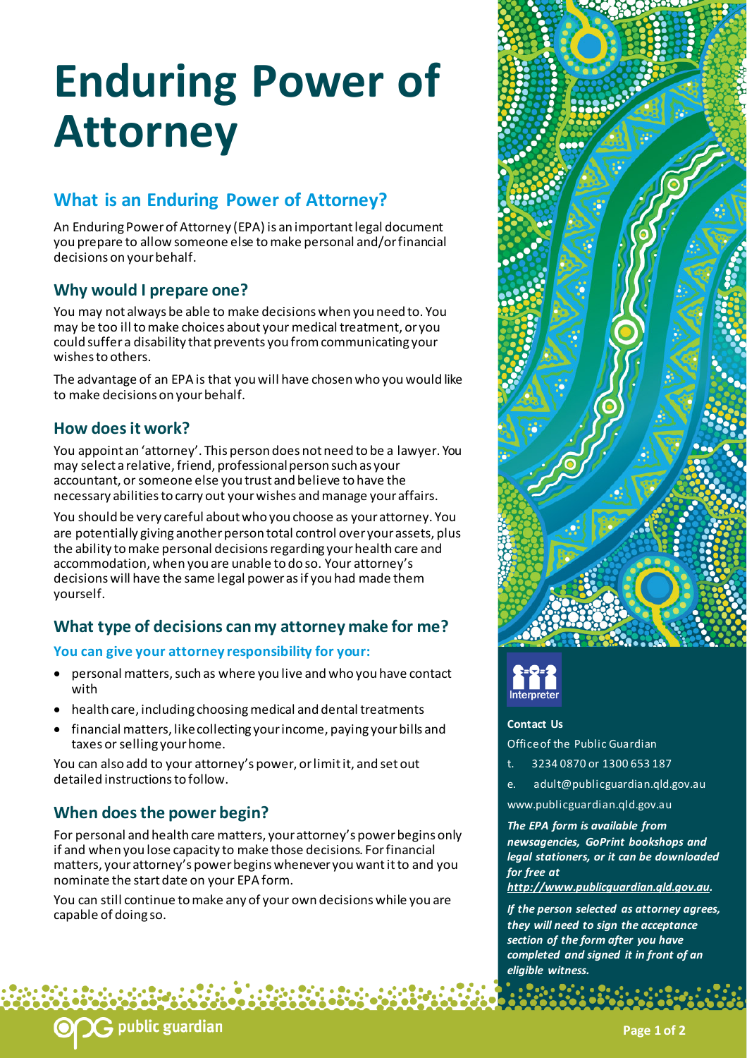# Enduring Power of Attorney

## What is an Enduring Power of Attorney?

An Enduring Power of Attorney (EPA) is an important legal document you prepare to allow someone else to make personal and/or financial decisions on your behalf.

### Why would I prepare one?

You may not always be able to make decisions when you need to. You may be too ill to make choices about your medical treatment, or you could suffer a disability that prevents you from communicating your wishes to others.

The advantage of an EPA is that you will have chosen who you would like to make decisions on your behalf.

### How does it work?

You appoint an 'attorney'. This person does not need to be a lawyer. You may select a relative, friend, professional person such as your accountant, or someone else you trust and believe to have the necessary abilities to carry out your wishes and manage your affairs.

You should be very careful about who you choose as your attorney. You are potentially giving another person total control over your assets, plus the ability to make personal decisions regarding your health care and accommodation, when you are unable to do so. Your attorney's decisions will have the same legal power as if you had made them yourself.

### What type of decisions can my attorney make for me?

**You can give your attorney responsibility for your:**

- personal matters, such as where you live and who you have contact with
- health care, including choosing medical and dental treatments
- financial matters, like collecting your income, paying your bills and taxes or selling your home.

You can also add to your attorney's power, or limit it, and set out detailed instructions to follow.

### When does the power begin?

For personal and health care matters, your attorney's power begins only if and when you lose capacity to make those decisions. For financial matters, your attorney's power begins whenever you want it to and you nominate the start date on your EPA form.

You can still continue to make any of your own decisions while you are capable of doing so.

Interpreter

**Contact Us**

Office of the Public Guardian

t. 3234 0870 or 1300 653 187

e. adult@publicguardian.qld.gov.au

www.publicguardian.qld.gov.au

***The EPA form is available from newsagencies, GoPrint bookshops and legal stationers, or it can be downloaded for free at http://www.publicguardian.qld.gov.au.***

***If the person selected as attorney agrees, they will need to sign the acceptance section of the form after you have completed and signed it in front of an eligible witness.***

public guardian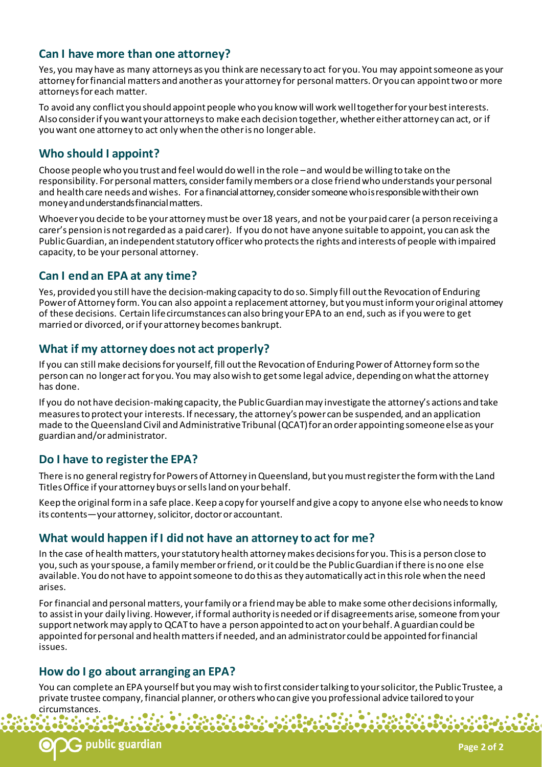## Can I have more than one attorney?

Yes, you may have as many attorneys as you think are necessary to act for you. You may appoint someone as your attorney for financial matters and another as your attorney for personal matters. Or you can appoint two or more attorneys for each matter.

To avoid any conflict you should appoint people who you know will work well together for your best interests. Also consider if you want your attorneys to make each decision together, whether either attorney can act, or if you want one attorney to act only when the other is no longer able.

## Who should I appoint?

Choose people who you trust and feel would do well in the role – and would be willing to take on the responsibility. For personal matters, consider family members or a close friend who understands your personal and health care needs and wishes. For a financial attorney, consider someone who is responsible with their own money and understands financial matters.

Whoever you decide to be your attorney must be over 18 years, and not be your paid carer (a person receiving a carer's pension is not regarded as a paid carer). If you do not have anyone suitable to appoint, you can ask the Public Guardian, an independent statutory officer who protects the rights and interests of people with impaired capacity, to be your personal attorney.

## Can I end an EPA at any time?

Yes, provided you still have the decision-making capacity to do so. Simply fill out the Revocation of Enduring Power of Attorney form. You can also appoint a replacement attorney, but you must inform your original attorney of these decisions. Certain life circumstances can also bring your EPA to an end, such as if you were to get married or divorced, or if your attorney becomes bankrupt.

## What if my attorney does not act properly?

If you can still make decisions for yourself, fill out the Revocation of Enduring Power of Attorney form so the person can no longer act for you. You may also wish to get some legal advice, depending on what the attorney has done.

If you do not have decision-making capacity, the Public Guardian may investigate the attorney's actions and take measures to protect your interests. If necessary, the attorney's power can be suspended, and an application made to the Queensland Civil and Administrative Tribunal (QCAT) for an order appointing someone else as your guardian and/or administrator.

## Do I have to register the EPA?

There is no general registry for Powers of Attorney in Queensland, but you must register the form with the Land Titles Office if your attorney buys or sells land on your behalf.

Keep the original form in a safe place. Keep a copy for yourself and give a copy to anyone else who needs to know its contents—your attorney, solicitor, doctor or accountant.

## What would happen if I did not have an attorney to act for me?

In the case of health matters, your statutory health attorney makes decisions for you. This is a person close to you, such as your spouse, a family member or friend, or it could be the Public Guardian if there is no one else available. You do not have to appoint someone to do this as they automatically act in this role when the need arises.

For financial and personal matters, your family or a friend may be able to make some other decisions informally, to assist in your daily living. However, if formal authority is needed or if disagreements arise, someone from your support network may apply to QCAT to have a person appointed to act on your behalf. A guardian could be appointed for personal and health matters if needed, and an administrator could be appointed for financial issues.

## How do I go about arranging an EPA?

You can complete an EPA yourself but you may wish to first consider talking to your solicitor, the Public Trustee, a private trustee company, financial planner, or others who can give you professional advice tailored to your circumstances.